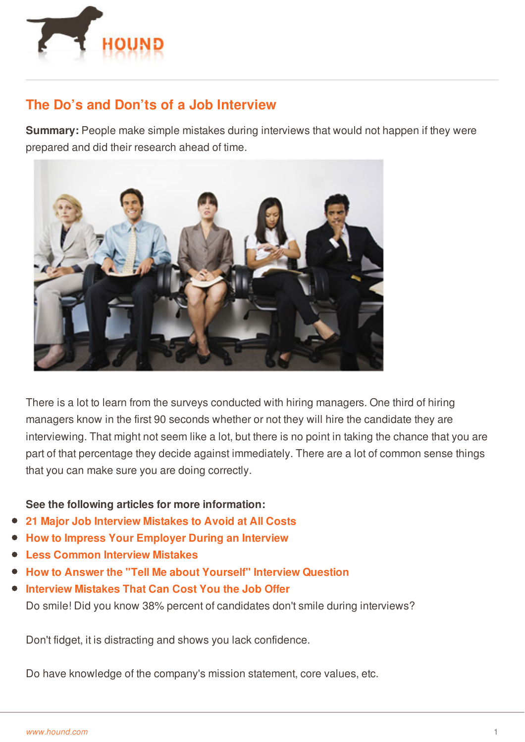# The Do's and Don'ts of a Job Interview

**Summary:** People make simple mistakes during interviews that would not happen if they were prepared and did their research ahead of time.

There is a lot to learn from the surveys conducted with hiring managers. One third of hiring managers know in the first 90 seconds whether or not they will hire the candidate they are interviewing. That might not seem like a lot, but there is no point in taking the chance that you are part of that percentage they decide against immediately. There are a lot of common sense things that you can make sure you are doing correctly.

**See the following articles for more information:**

- **21 Major Job Interview Mistakes to Avoid at All Costs**
- **How to Impress Your Employer During an Interview**
- **Less Common Interview Mistakes**
- **How to Answer the "Tell Me about Yourself" Interview Question**
- **Interview Mistakes That Can Cost You the Job Offer**

Do smile! Did you know 38% percent of candidates don't smile during interviews?

Don't fidget, it is distracting and shows you lack confidence.

Do have knowledge of the company's mission statement, core values, etc.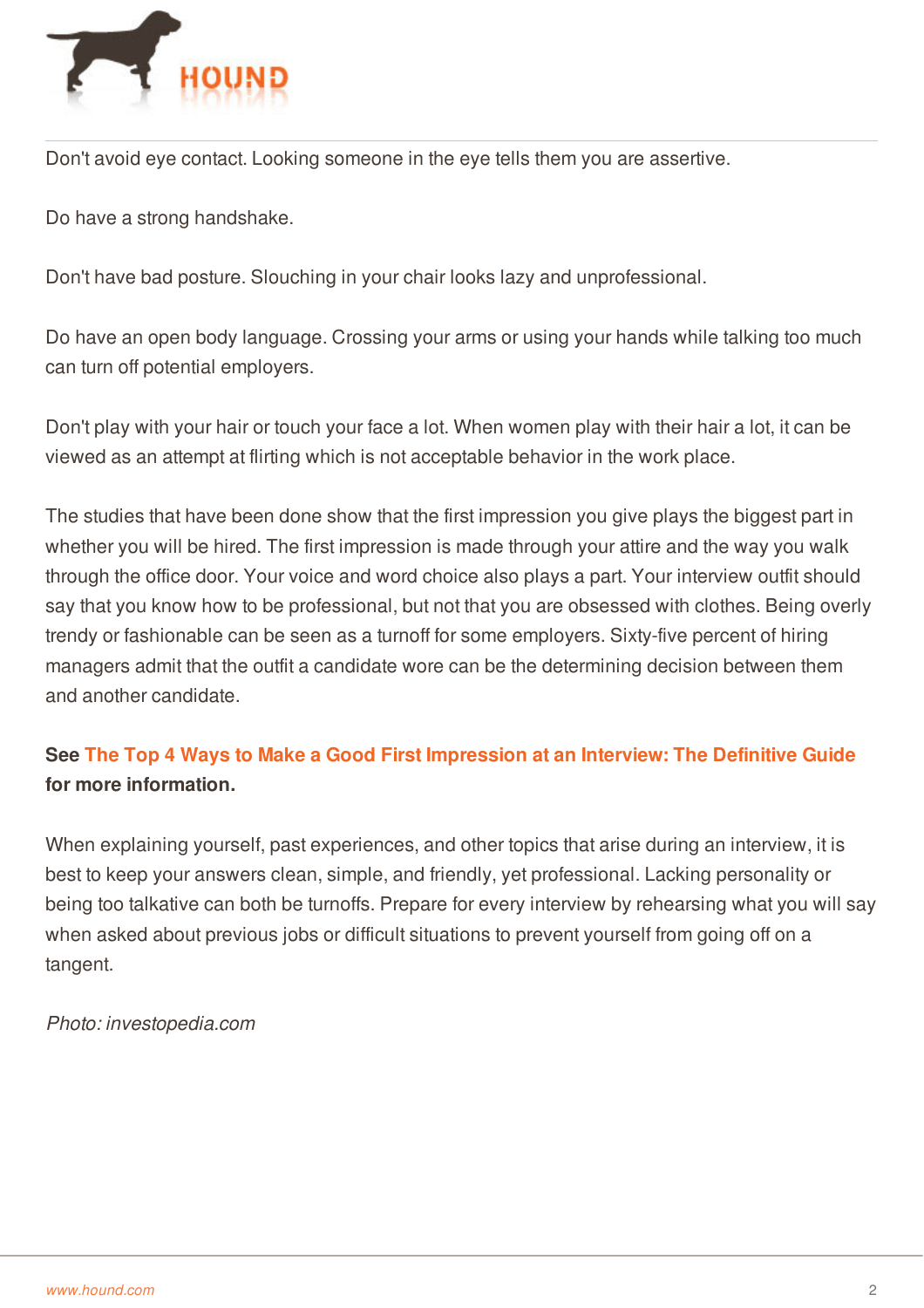Don't avoid eye contact. Looking someone in the eye tells them you are assertive.

Do have a strong handshake.

Don't have bad posture. Slouching in your chair looks lazy and unprofessional.

Do have an open body language. Crossing your arms or using your hands while talking too much can turn off potential employers.

Don't play with your hair or touch your face a lot. When women play with their hair a lot, it can be viewed as an attempt at flirting which is not acceptable behavior in the work place.

The studies that have been done show that the first impression you give plays the biggest part in whether you will be hired. The first impression is made through your attire and the way you walk through the office door. Your voice and word choice also plays a part. Your interview outfit should say that you know how to be professional, but not that you are obsessed with clothes. Being overly trendy or fashionable can be seen as a turnoff for some employers. Sixty-five percent of hiring managers admit that the outfit a candidate wore can be the determining decision between them and another candidate.

**See The Top 4 Ways to Make a Good First Impression at an Interview: The Definitive Guide for more information.**

When explaining yourself, past experiences, and other topics that arise during an interview, it is best to keep your answers clean, simple, and friendly, yet professional. Lacking personality or being too talkative can both be turnoffs. Prepare for every interview by rehearsing what you will say when asked about previous jobs or difficult situations to prevent yourself from going off on a tangent.

*Photo: investopedia.com*